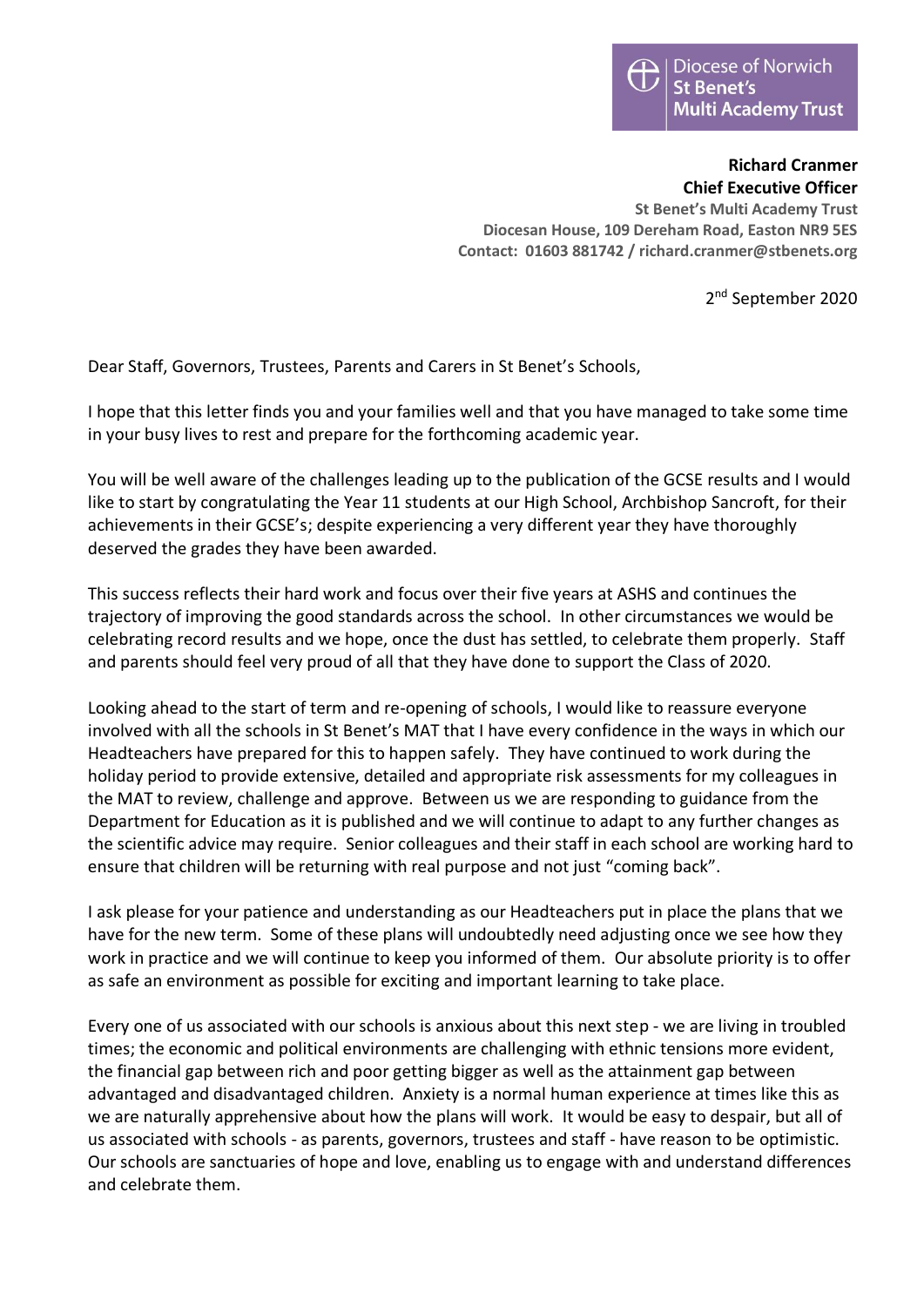Diocese of Norwich
**St Benet's**
**Multi Academy Trust**

**Richard Cranmer**
**Chief Executive Officer**
**St Benet's Multi Academy Trust**
**Diocesan House, 109 Dereham Road, Easton NR9 5ES**
**Contact: 01603 881742 / richard.cranmer@stbenets.org**

2nd September 2020

Dear Staff, Governors, Trustees, Parents and Carers in St Benet's Schools,

I hope that this letter finds you and your families well and that you have managed to take some time in your busy lives to rest and prepare for the forthcoming academic year.

You will be well aware of the challenges leading up to the publication of the GCSE results and I would like to start by congratulating the Year 11 students at our High School, Archbishop Sancroft, for their achievements in their GCSE's; despite experiencing a very different year they have thoroughly deserved the grades they have been awarded.

This success reflects their hard work and focus over their five years at ASHS and continues the trajectory of improving the good standards across the school. In other circumstances we would be celebrating record results and we hope, once the dust has settled, to celebrate them properly. Staff and parents should feel very proud of all that they have done to support the Class of 2020.

Looking ahead to the start of term and re-opening of schools, I would like to reassure everyone involved with all the schools in St Benet's MAT that I have every confidence in the ways in which our Headteachers have prepared for this to happen safely. They have continued to work during the holiday period to provide extensive, detailed and appropriate risk assessments for my colleagues in the MAT to review, challenge and approve. Between us we are responding to guidance from the Department for Education as it is published and we will continue to adapt to any further changes as the scientific advice may require. Senior colleagues and their staff in each school are working hard to ensure that children will be returning with real purpose and not just "coming back".

I ask please for your patience and understanding as our Headteachers put in place the plans that we have for the new term. Some of these plans will undoubtedly need adjusting once we see how they work in practice and we will continue to keep you informed of them. Our absolute priority is to offer as safe an environment as possible for exciting and important learning to take place.

Every one of us associated with our schools is anxious about this next step - we are living in troubled times; the economic and political environments are challenging with ethnic tensions more evident, the financial gap between rich and poor getting bigger as well as the attainment gap between advantaged and disadvantaged children. Anxiety is a normal human experience at times like this as we are naturally apprehensive about how the plans will work. It would be easy to despair, but all of us associated with schools - as parents, governors, trustees and staff - have reason to be optimistic. Our schools are sanctuaries of hope and love, enabling us to engage with and understand differences and celebrate them.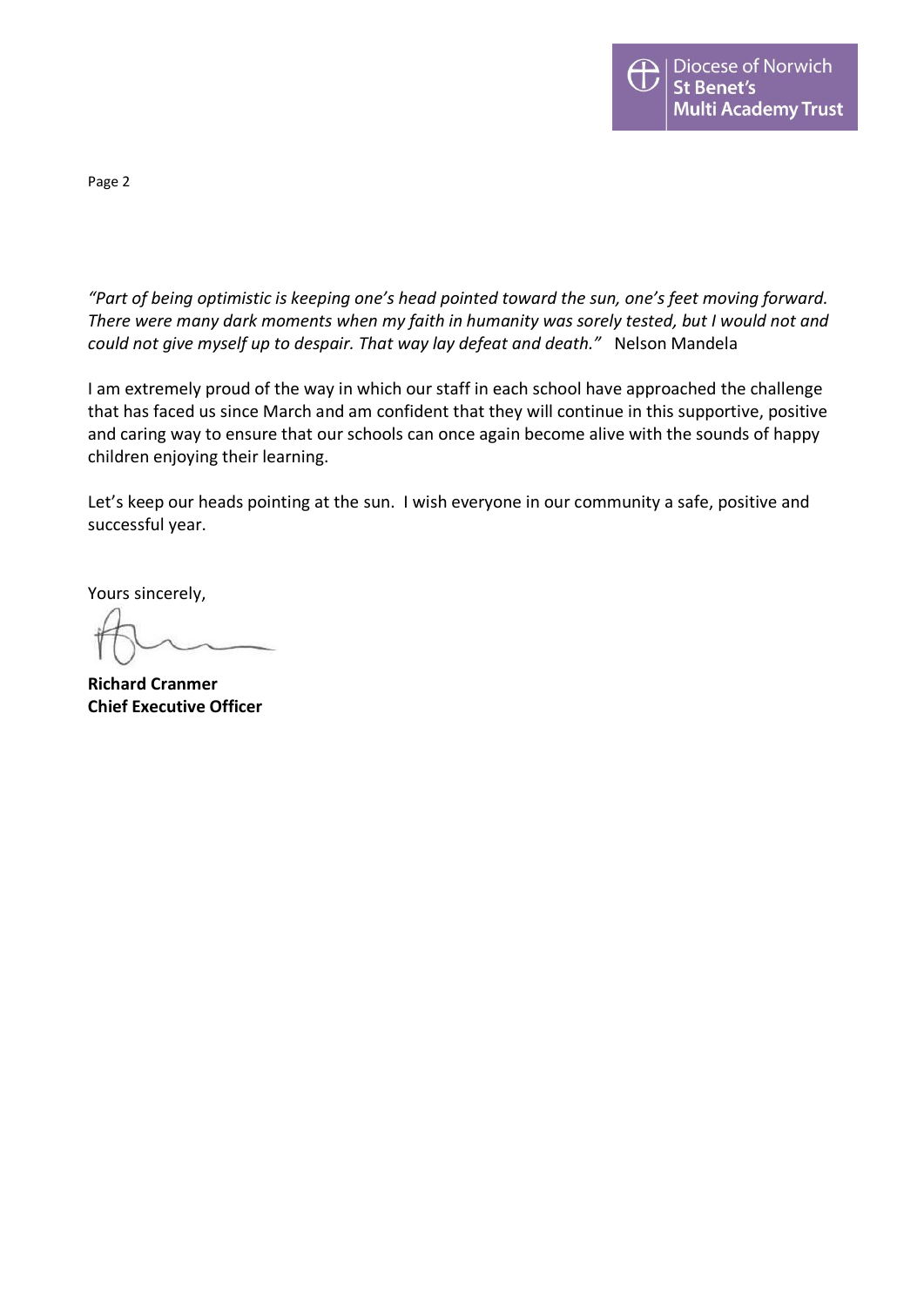*"Part of being optimistic is keeping one's head pointed toward the sun, one's feet moving forward. There were many dark moments when my faith in humanity was sorely tested, but I would not and could not give myself up to despair. That way lay defeat and death."* Nelson Mandela

I am extremely proud of the way in which our staff in each school have approached the challenge that has faced us since March and am confident that they will continue in this supportive, positive and caring way to ensure that our schools can once again become alive with the sounds of happy children enjoying their learning.

Let's keep our heads pointing at the sun. I wish everyone in our community a safe, positive and successful year.

Yours sincerely,

**Richard Cranmer**
**Chief Executive Officer**